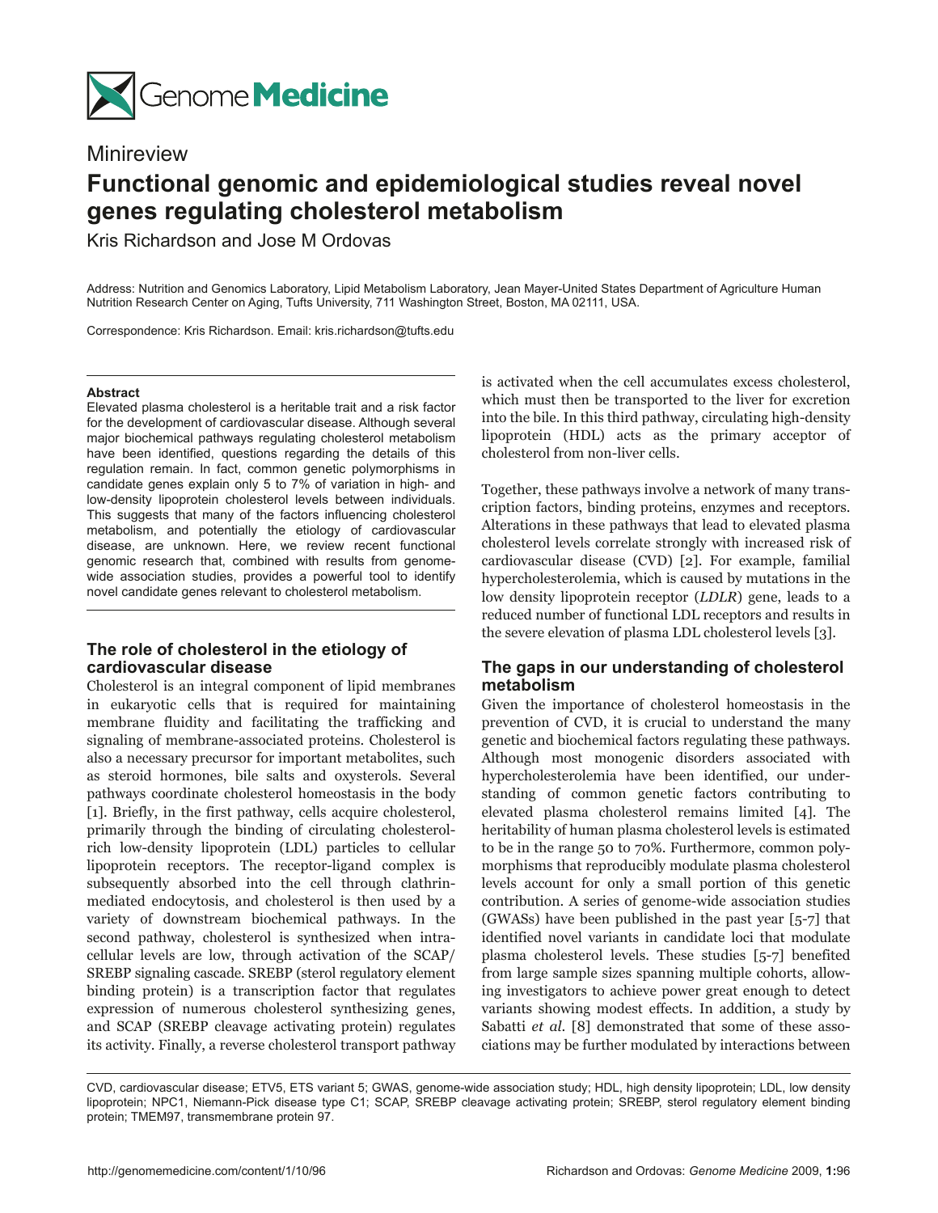Genome Medicine

Minireview

# Functional genomic and epidemiological studies reveal novel genes regulating cholesterol metabolism

Kris Richardson and Jose M Ordovas

Address: Nutrition and Genomics Laboratory, Lipid Metabolism Laboratory, Jean Mayer-United States Department of Agriculture Human Nutrition Research Center on Aging, Tufts University, 711 Washington Street, Boston, MA 02111, USA.

Correspondence: Kris Richardson. Email: kris.richardson@tufts.edu

**Abstract**

Elevated plasma cholesterol is a heritable trait and a risk factor for the development of cardiovascular disease. Although several major biochemical pathways regulating cholesterol metabolism have been identified, questions regarding the details of this regulation remain. In fact, common genetic polymorphisms in candidate genes explain only 5 to 7% of variation in high- and low-density lipoprotein cholesterol levels between individuals. This suggests that many of the factors influencing cholesterol metabolism, and potentially the etiology of cardiovascular disease, are unknown. Here, we review recent functional genomic research that, combined with results from genome-wide association studies, provides a powerful tool to identify novel candidate genes relevant to cholesterol metabolism.

## The role of cholesterol in the etiology of cardiovascular disease

Cholesterol is an integral component of lipid membranes in eukaryotic cells that is required for maintaining membrane fluidity and facilitating the trafficking and signaling of membrane-associated proteins. Cholesterol is also a necessary precursor for important metabolites, such as steroid hormones, bile salts and oxysterols. Several pathways coordinate cholesterol homeostasis in the body [1]. Briefly, in the first pathway, cells acquire cholesterol, primarily through the binding of circulating cholesterol-rich low-density lipoprotein (LDL) particles to cellular lipoprotein receptors. The receptor-ligand complex is subsequently absorbed into the cell through clathrin-mediated endocytosis, and cholesterol is then used by a variety of downstream biochemical pathways. In the second pathway, cholesterol is synthesized when intracellular levels are low, through activation of the SCAP/SREBP signaling cascade. SREBP (sterol regulatory element binding protein) is a transcription factor that regulates expression of numerous cholesterol synthesizing genes, and SCAP (SREBP cleavage activating protein) regulates its activity. Finally, a reverse cholesterol transport pathway is activated when the cell accumulates excess cholesterol, which must then be transported to the liver for excretion into the bile. In this third pathway, circulating high-density lipoprotein (HDL) acts as the primary acceptor of cholesterol from non-liver cells.

Together, these pathways involve a network of many transcription factors, binding proteins, enzymes and receptors. Alterations in these pathways that lead to elevated plasma cholesterol levels correlate strongly with increased risk of cardiovascular disease (CVD) [2]. For example, familial hypercholesterolemia, which is caused by mutations in the low density lipoprotein receptor (*LDLR*) gene, leads to a reduced number of functional LDL receptors and results in the severe elevation of plasma LDL cholesterol levels [3].

## The gaps in our understanding of cholesterol metabolism

Given the importance of cholesterol homeostasis in the prevention of CVD, it is crucial to understand the many genetic and biochemical factors regulating these pathways. Although most monogenic disorders associated with hypercholesterolemia have been identified, our understanding of common genetic factors contributing to elevated plasma cholesterol remains limited [4]. The heritability of human plasma cholesterol levels is estimated to be in the range 50 to 70%. Furthermore, common polymorphisms that reproducibly modulate plasma cholesterol levels account for only a small portion of this genetic contribution. A series of genome-wide association studies (GWASs) have been published in the past year [5-7] that identified novel variants in candidate loci that modulate plasma cholesterol levels. These studies [5-7] benefited from large sample sizes spanning multiple cohorts, allowing investigators to achieve power great enough to detect variants showing modest effects. In addition, a study by Sabatti *et al.* [8] demonstrated that some of these associations may be further modulated by interactions between

CVD, cardiovascular disease; ETV5, ETS variant 5; GWAS, genome-wide association study; HDL, high density lipoprotein; LDL, low density lipoprotein; NPC1, Niemann-Pick disease type C1; SCAP, SREBP cleavage activating protein; SREBP, sterol regulatory element binding protein; TMEM97, transmembrane protein 97.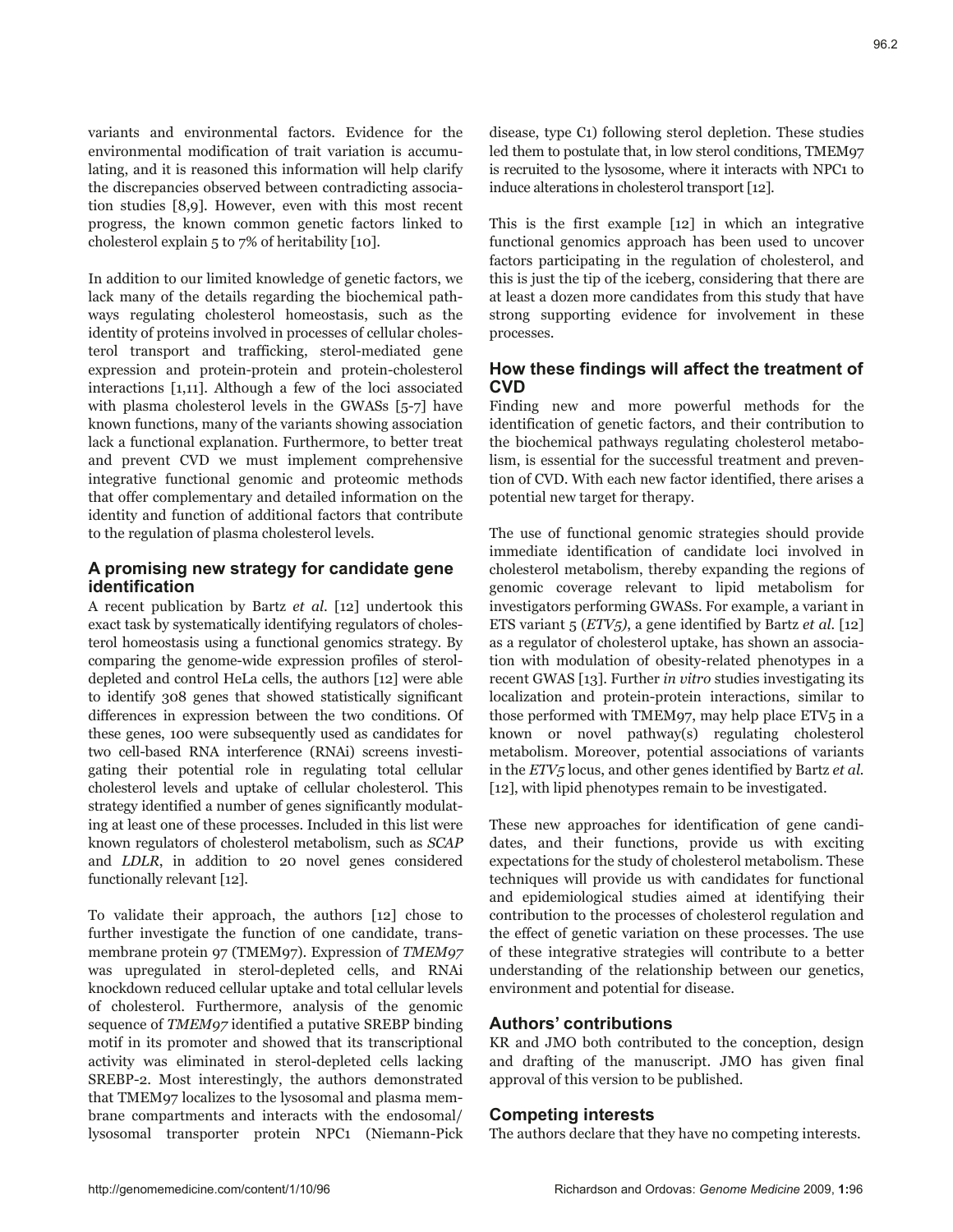variants and environmental factors. Evidence for the environmental modification of trait variation is accumulating, and it is reasoned this information will help clarify the discrepancies observed between contradicting association studies [8,9]. However, even with this most recent progress, the known common genetic factors linked to cholesterol explain 5 to 7% of heritability [10].

In addition to our limited knowledge of genetic factors, we lack many of the details regarding the biochemical pathways regulating cholesterol homeostasis, such as the identity of proteins involved in processes of cellular cholesterol transport and trafficking, sterol-mediated gene expression and protein-protein and protein-cholesterol interactions [1,11]. Although a few of the loci associated with plasma cholesterol levels in the GWASs [5-7] have known functions, many of the variants showing association lack a functional explanation. Furthermore, to better treat and prevent CVD we must implement comprehensive integrative functional genomic and proteomic methods that offer complementary and detailed information on the identity and function of additional factors that contribute to the regulation of plasma cholesterol levels.

## A promising new strategy for candidate gene identification

A recent publication by Bartz *et al.* [12] undertook this exact task by systematically identifying regulators of cholesterol homeostasis using a functional genomics strategy. By comparing the genome-wide expression profiles of sterol-depleted and control HeLa cells, the authors [12] were able to identify 308 genes that showed statistically significant differences in expression between the two conditions. Of these genes, 100 were subsequently used as candidates for two cell-based RNA interference (RNAi) screens investigating their potential role in regulating total cellular cholesterol levels and uptake of cellular cholesterol. This strategy identified a number of genes significantly modulating at least one of these processes. Included in this list were known regulators of cholesterol metabolism, such as *SCAP* and *LDLR*, in addition to 20 novel genes considered functionally relevant [12].

To validate their approach, the authors [12] chose to further investigate the function of one candidate, transmembrane protein 97 (TMEM97). Expression of *TMEM97* was upregulated in sterol-depleted cells, and RNAi knockdown reduced cellular uptake and total cellular levels of cholesterol. Furthermore, analysis of the genomic sequence of *TMEM97* identified a putative SREBP binding motif in its promoter and showed that its transcriptional activity was eliminated in sterol-depleted cells lacking SREBP-2. Most interestingly, the authors demonstrated that TMEM97 localizes to the lysosomal and plasma membrane compartments and interacts with the endosomal/lysosomal transporter protein NPC1 (Niemann-Pick disease, type C1) following sterol depletion. These studies led them to postulate that, in low sterol conditions, TMEM97 is recruited to the lysosome, where it interacts with NPC1 to induce alterations in cholesterol transport [12].

This is the first example [12] in which an integrative functional genomics approach has been used to uncover factors participating in the regulation of cholesterol, and this is just the tip of the iceberg, considering that there are at least a dozen more candidates from this study that have strong supporting evidence for involvement in these processes.

## How these findings will affect the treatment of CVD

Finding new and more powerful methods for the identification of genetic factors, and their contribution to the biochemical pathways regulating cholesterol metabolism, is essential for the successful treatment and prevention of CVD. With each new factor identified, there arises a potential new target for therapy.

The use of functional genomic strategies should provide immediate identification of candidate loci involved in cholesterol metabolism, thereby expanding the regions of genomic coverage relevant to lipid metabolism for investigators performing GWASs. For example, a variant in ETS variant 5 (*ETV5)*, a gene identified by Bartz *et al.* [12] as a regulator of cholesterol uptake, has shown an association with modulation of obesity-related phenotypes in a recent GWAS [13]. Further *in vitro* studies investigating its localization and protein-protein interactions, similar to those performed with TMEM97, may help place ETV5 in a known or novel pathway(s) regulating cholesterol metabolism. Moreover, potential associations of variants in the *ETV5* locus, and other genes identified by Bartz *et al.* [12], with lipid phenotypes remain to be investigated.

These new approaches for identification of gene candidates, and their functions, provide us with exciting expectations for the study of cholesterol metabolism. These techniques will provide us with candidates for functional and epidemiological studies aimed at identifying their contribution to the processes of cholesterol regulation and the effect of genetic variation on these processes. The use of these integrative strategies will contribute to a better understanding of the relationship between our genetics, environment and potential for disease.

## Authors' contributions

KR and JMO both contributed to the conception, design and drafting of the manuscript. JMO has given final approval of this version to be published.

## Competing interests

The authors declare that they have no competing interests.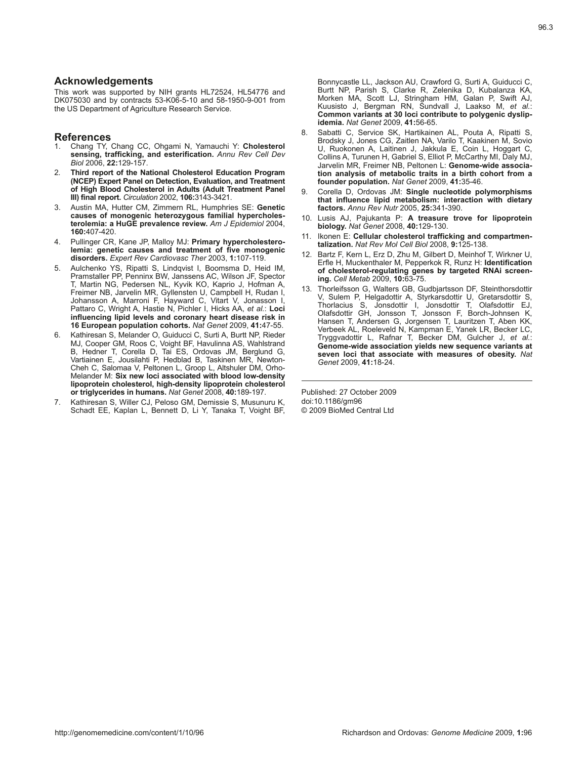## Acknowledgements

This work was supported by NIH grants HL72524, HL54776 and DK075030 and by contracts 53-K06-5-10 and 58-1950-9-001 from the US Department of Agriculture Research Service.

## References

1. Chang TY, Chang CC, Ohgami N, Yamauchi Y: **Cholesterol sensing, trafficking, and esterification.** *Annu Rev Cell Dev Biol* 2006, **22:**129-157.
2. **Third report of the National Cholesterol Education Program (NCEP) Expert Panel on Detection, Evaluation, and Treatment of High Blood Cholesterol in Adults (Adult Treatment Panel III) final report.** *Circulation* 2002, **106:**3143-3421.
3. Austin MA, Hutter CM, Zimmern RL, Humphries SE: **Genetic causes of monogenic heterozygous familial hypercholesterolemia: a HuGE prevalence review.** *Am J Epidemiol* 2004, **160:**407-420.
4. Pullinger CR, Kane JP, Malloy MJ: **Primary hypercholesterolemia: genetic causes and treatment of five monogenic disorders.** *Expert Rev Cardiovasc Ther* 2003, **1:**107-119.
5. Aulchenko YS, Ripatti S, Lindqvist I, Boomsma D, Heid IM, Pramstaller PP, Penninx BW, Janssens AC, Wilson JF, Spector T, Martin NG, Pedersen NL, Kyvik KO, Kaprio J, Hofman A, Freimer NB, Jarvelin MR, Gyllensten U, Campbell H, Rudan I, Johansson A, Marroni F, Hayward C, Vitart V, Jonasson I, Pattaro C, Wright A, Hastie N, Pichler I, Hicks AA, *et al.*: **Loci influencing lipid levels and coronary heart disease risk in 16 European population cohorts.** *Nat Genet* 2009, **41:**47-55.
6. Kathiresan S, Melander O, Guiducci C, Surti A, Burtt NP, Rieder MJ, Cooper GM, Roos C, Voight BF, Havulinna AS, Wahlstrand B, Hedner T, Corella D, Tai ES, Ordovas JM, Berglund G, Vartiainen E, Jousilahti P, Hedblad B, Taskinen MR, Newton-Cheh C, Salomaa V, Peltonen L, Groop L, Altshuler DM, Orho-Melander M: **Six new loci associated with blood low-density lipoprotein cholesterol, high-density lipoprotein cholesterol or triglycerides in humans.** *Nat Genet* 2008, **40:**189-197.
7. Kathiresan S, Willer CJ, Peloso GM, Demissie S, Musunuru K, Schadt EE, Kaplan L, Bennett D, Li Y, Tanaka T, Voight BF, Bonnycastle LL, Jackson AU, Crawford G, Surti A, Guiducci C, Burtt NP, Parish S, Clarke R, Zelenika D, Kubalanza KA, Morken MA, Scott LJ, Stringham HM, Galan P, Swift AJ, Kuusisto J, Bergman RN, Sundvall J, Laakso M, *et al.*: **Common variants at 30 loci contribute to polygenic dyslipidemia.** *Nat Genet* 2009, **41:**56-65.
8. Sabatti C, Service SK, Hartikainen AL, Pouta A, Ripatti S, Brodsky J, Jones CG, Zaitlen NA, Varilo T, Kaakinen M, Sovio U, Ruokonen A, Laitinen J, Jakkula E, Coin L, Hoggart C, Collins A, Turunen H, Gabriel S, Elliot P, McCarthy MI, Daly MJ, Jarvelin MR, Freimer NB, Peltonen L: **Genome-wide association analysis of metabolic traits in a birth cohort from a founder population.** *Nat Genet* 2009, **41:**35-46.
9. Corella D, Ordovas JM: **Single nucleotide polymorphisms that influence lipid metabolism: interaction with dietary factors.** *Annu Rev Nutr* 2005, **25:**341-390.
10. Lusis AJ, Pajukanta P: **A treasure trove for lipoprotein biology.** *Nat Genet* 2008, **40:**129-130.
11. Ikonen E: **Cellular cholesterol trafficking and compartmentalization.** *Nat Rev Mol Cell Biol* 2008, **9:**125-138.
12. Bartz F, Kern L, Erz D, Zhu M, Gilbert D, Meinhof T, Wirkner U, Erfle H, Muckenthaler M, Pepperkok R, Runz H: **Identification of cholesterol-regulating genes by targeted RNAi screening.** *Cell Metab* 2009, **10:**63-75.
13. Thorleifsson G, Walters GB, Gudbjartsson DF, Steinthorsdottir V, Sulem P, Helgadottir A, Styrkarsdottir U, Gretarsdottir S, Thorlacius S, Jonsdottir I, Jonsdottir T, Olafsdottir EJ, Olafsdottir GH, Jonsson T, Jonsson F, Borch-Johnsen K, Hansen T, Andersen G, Jorgensen T, Lauritzen T, Aben KK, Verbeek AL, Roeleveld N, Kampman E, Yanek LR, Becker LC, Tryggvadottir L, Rafnar T, Becker DM, Gulcher J, *et al.*: **Genome-wide association yields new sequence variants at seven loci that associate with measures of obesity.** *Nat Genet* 2009, **41:**18-24.

---

Published: 27 October 2009
doi:10.1186/gm96
© 2009 BioMed Central Ltd